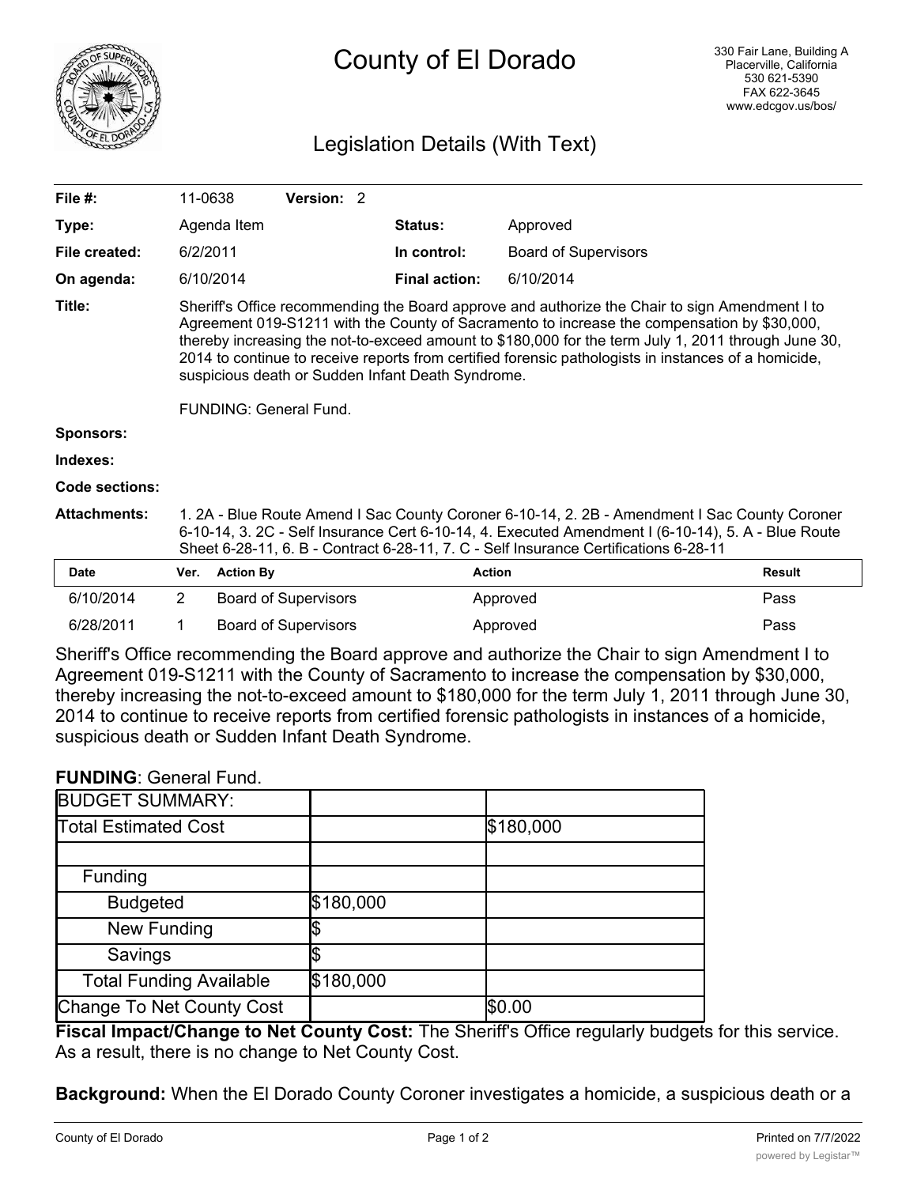# County of El Dorado

330 Fair Lane, Building A
Placerville, California
530 621-5390
FAX 622-3645
www.edcgov.us/bos/

## Legislation Details (With Text)

| | | | |
|---|---|---|---|
| **File #:** | 11-0638 **Version:** 2 | | |
| **Type:** | Agenda Item | **Status:** | Approved |
| **File created:** | 6/2/2011 | **In control:** | Board of Supervisors |
| **On agenda:** | 6/10/2014 | **Final action:** | 6/10/2014 |

**Title:** Sheriff's Office recommending the Board approve and authorize the Chair to sign Amendment I to Agreement 019-S1211 with the County of Sacramento to increase the compensation by $30,000, thereby increasing the not-to-exceed amount to $180,000 for the term July 1, 2011 through June 30, 2014 to continue to receive reports from certified forensic pathologists in instances of a homicide, suspicious death or Sudden Infant Death Syndrome.

FUNDING: General Fund.

**Sponsors:**

**Indexes:**

**Code sections:**

**Attachments:** 1. 2A - Blue Route Amend I Sac County Coroner 6-10-14, 2. 2B - Amendment I Sac County Coroner 6-10-14, 3. 2C - Self Insurance Cert 6-10-14, 4. Executed Amendment I (6-10-14), 5. A - Blue Route Sheet 6-28-11, 6. B - Contract 6-28-11, 7. C - Self Insurance Certifications 6-28-11

| Date | Ver. | Action By | Action | Result |
|---|---|---|---|---|
| 6/10/2014 | 2 | Board of Supervisors | Approved | Pass |
| 6/28/2011 | 1 | Board of Supervisors | Approved | Pass |

Sheriff's Office recommending the Board approve and authorize the Chair to sign Amendment I to Agreement 019-S1211 with the County of Sacramento to increase the compensation by $30,000, thereby increasing the not-to-exceed amount to $180,000 for the term July 1, 2011 through June 30, 2014 to continue to receive reports from certified forensic pathologists in instances of a homicide, suspicious death or Sudden Infant Death Syndrome.

**FUNDING**: General Fund.

| BUDGET SUMMARY: | | |
|---|---|---|
| Total Estimated Cost | | $180,000 |
| | | |
| Funding | | |
| Budgeted | $180,000 | |
| New Funding | $ | |
| Savings | $ | |
| Total Funding Available | $180,000 | |
| Change To Net County Cost | | $0.00 |

**Fiscal Impact/Change to Net County Cost:** The Sheriff's Office regularly budgets for this service. As a result, there is no change to Net County Cost.

**Background:** When the El Dorado County Coroner investigates a homicide, a suspicious death or a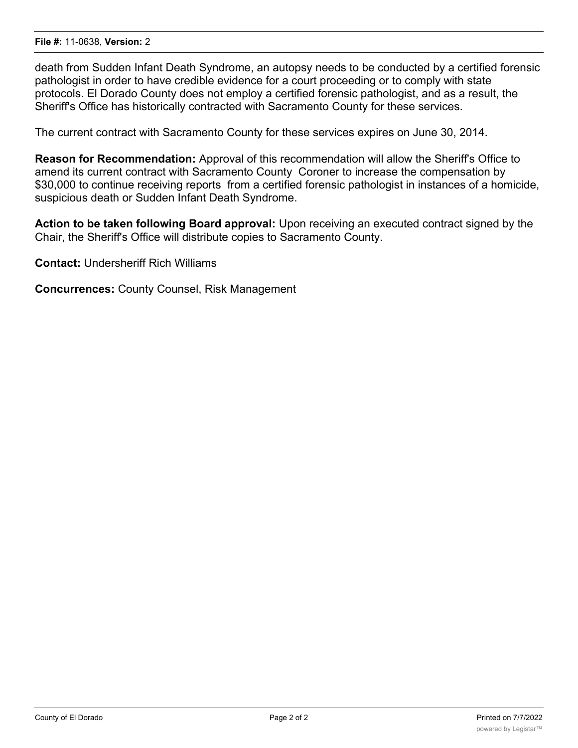death from Sudden Infant Death Syndrome, an autopsy needs to be conducted by a certified forensic pathologist in order to have credible evidence for a court proceeding or to comply with state protocols. El Dorado County does not employ a certified forensic pathologist, and as a result, the Sheriff's Office has historically contracted with Sacramento County for these services.

The current contract with Sacramento County for these services expires on June 30, 2014.

**Reason for Recommendation:** Approval of this recommendation will allow the Sheriff's Office to amend its current contract with Sacramento County Coroner to increase the compensation by $30,000 to continue receiving reports from a certified forensic pathologist in instances of a homicide, suspicious death or Sudden Infant Death Syndrome.

**Action to be taken following Board approval:** Upon receiving an executed contract signed by the Chair, the Sheriff's Office will distribute copies to Sacramento County.

**Contact:** Undersheriff Rich Williams

**Concurrences:** County Counsel, Risk Management